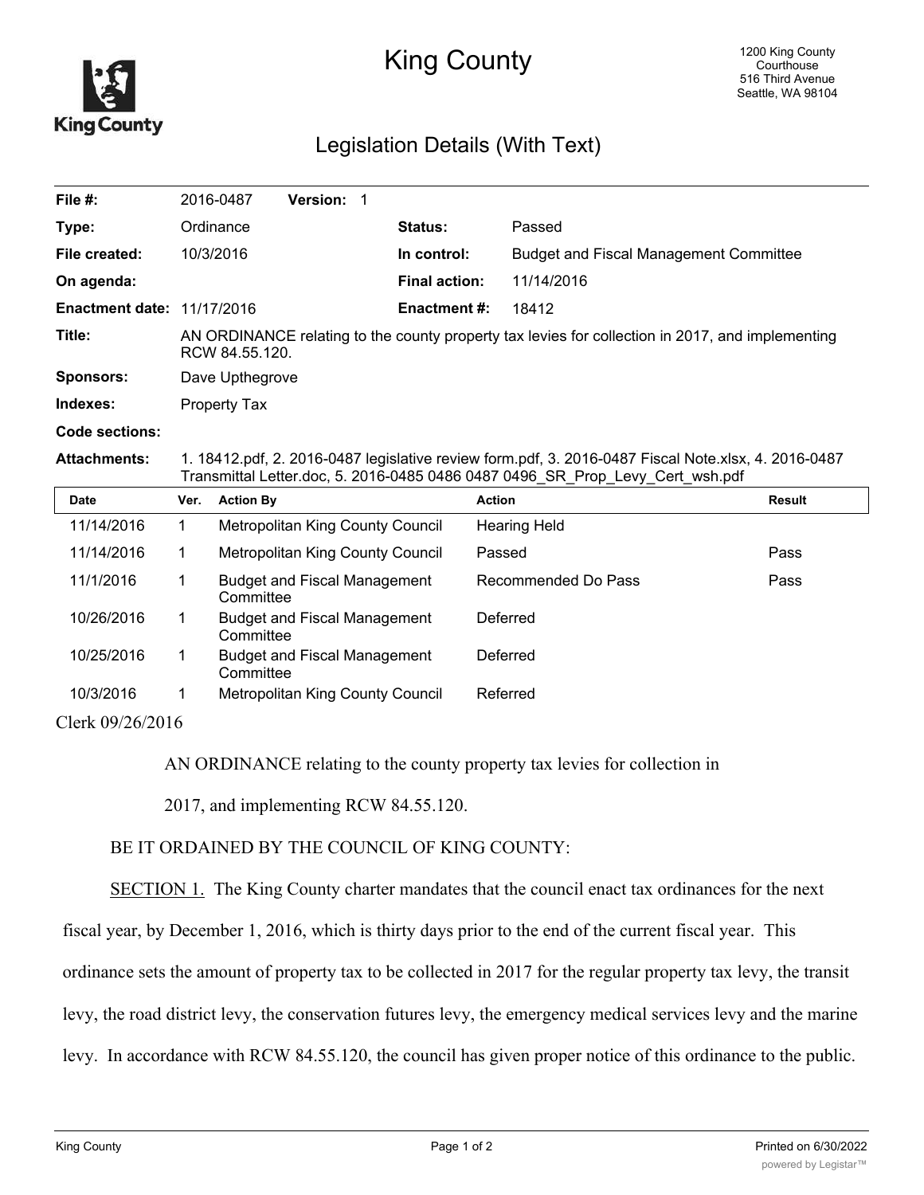# King County

1200 King County Courthouse
516 Third Avenue
Seattle, WA 98104

## Legislation Details (With Text)

| | | | |
|---|---|---|---|
| **File #:** | 2016-0487 **Version:** 1 | | |
| **Type:** | Ordinance | **Status:** | Passed |
| **File created:** | 10/3/2016 | **In control:** | Budget and Fiscal Management Committee |
| **On agenda:** | | **Final action:** | 11/14/2016 |
| **Enactment date:** | 11/17/2016 | **Enactment #:** | 18412 |

**Title:** AN ORDINANCE relating to the county property tax levies for collection in 2017, and implementing RCW 84.55.120.

**Sponsors:** Dave Upthegrove

**Indexes:** Property Tax

**Code sections:**

**Attachments:** 1. 18412.pdf, 2. 2016-0487 legislative review form.pdf, 3. 2016-0487 Fiscal Note.xlsx, 4. 2016-0487 Transmittal Letter.doc, 5. 2016-0485 0486 0487 0496_SR_Prop_Levy_Cert_wsh.pdf

| Date | Ver. | Action By | Action | Result |
|---|---|---|---|---|
| 11/14/2016 | 1 | Metropolitan King County Council | Hearing Held | |
| 11/14/2016 | 1 | Metropolitan King County Council | Passed | Pass |
| 11/1/2016 | 1 | Budget and Fiscal Management Committee | Recommended Do Pass | Pass |
| 10/26/2016 | 1 | Budget and Fiscal Management Committee | Deferred | |
| 10/25/2016 | 1 | Budget and Fiscal Management Committee | Deferred | |
| 10/3/2016 | 1 | Metropolitan King County Council | Referred | |

Clerk 09/26/2016

AN ORDINANCE relating to the county property tax levies for collection in 2017, and implementing RCW 84.55.120.

BE IT ORDAINED BY THE COUNCIL OF KING COUNTY:

SECTION 1. The King County charter mandates that the council enact tax ordinances for the next fiscal year, by December 1, 2016, which is thirty days prior to the end of the current fiscal year. This ordinance sets the amount of property tax to be collected in 2017 for the regular property tax levy, the transit levy, the road district levy, the conservation futures levy, the emergency medical services levy and the marine levy. In accordance with RCW 84.55.120, the council has given proper notice of this ordinance to the public.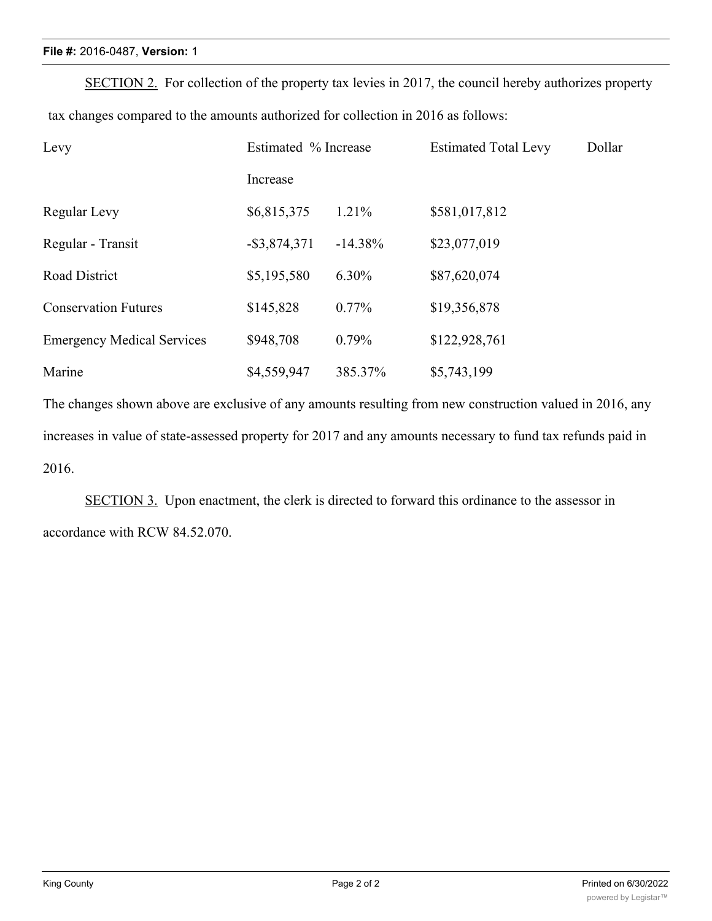SECTION 2. For collection of the property tax levies in 2017, the council hereby authorizes property tax changes compared to the amounts authorized for collection in 2016 as follows:

| Levy | Estimated Dollar Increase | % Increase | Estimated Total Levy |
|---|---|---|---|
| Regular Levy | $6,815,375 | 1.21% | $581,017,812 |
| Regular - Transit | -$3,874,371 | -14.38% | $23,077,019 |
| Road District | $5,195,580 | 6.30% | $87,620,074 |
| Conservation Futures | $145,828 | 0.77% | $19,356,878 |
| Emergency Medical Services | $948,708 | 0.79% | $122,928,761 |
| Marine | $4,559,947 | 385.37% | $5,743,199 |

The changes shown above are exclusive of any amounts resulting from new construction valued in 2016, any increases in value of state-assessed property for 2017 and any amounts necessary to fund tax refunds paid in 2016.

SECTION 3. Upon enactment, the clerk is directed to forward this ordinance to the assessor in accordance with RCW 84.52.070.